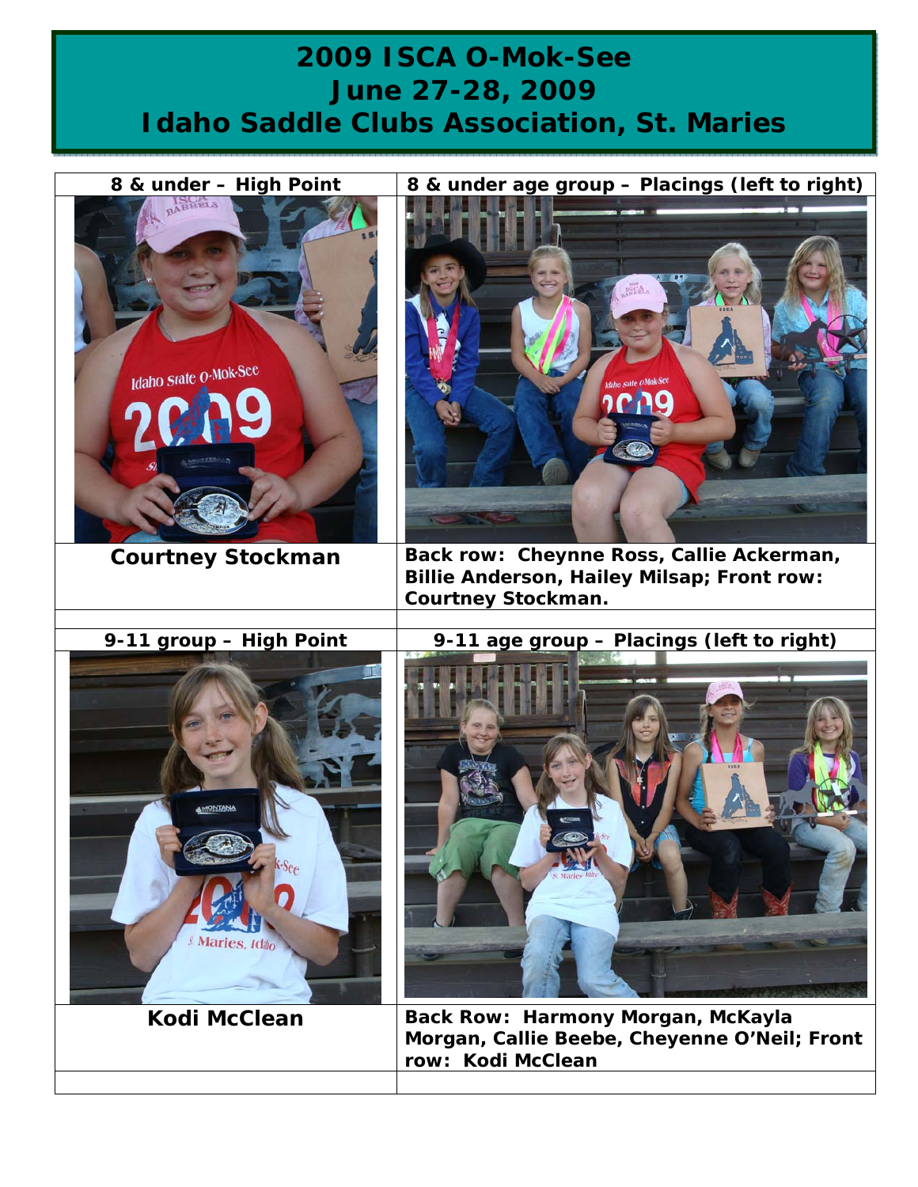# 2009 ISCA O-Mok-See
# June 27-28, 2009
# Idaho Saddle Clubs Association, St. Maries

| 8 & under – High Point | 8 & under age group – Placings (left to right) |
|---|---|
| **Courtney Stockman** | **Back row: Cheynne Ross, Callie Ackerman, Billie Anderson, Hailey Milsap; Front row: Courtney Stockman.** |
| | |
| **9-11 group – High Point** | **9-11 age group – Placings (left to right)** |
| **Kodi McClean** | **Back Row: Harmony Morgan, McKayla Morgan, Callie Beebe, Cheyenne O'Neil; Front row: Kodi McClean** |
| | |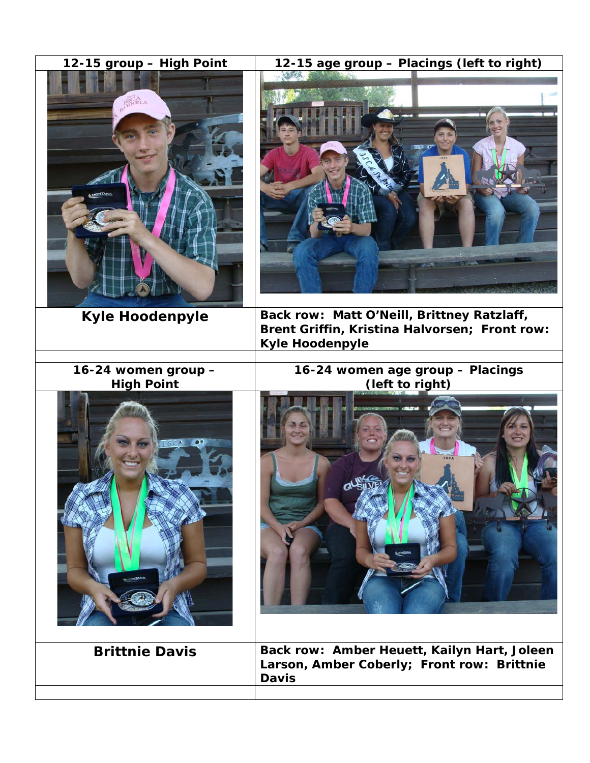| 12-15 group – High Point | 12-15 age group – Placings (left to right) |
| --- | --- |
| | |
| **Kyle Hoodenpyle** | **Back row: Matt O'Neill, Brittney Ratzlaff, Brent Griffin, Kristina Halvorsen; Front row: Kyle Hoodenpyle** |
| | |
| **16-24 women group – High Point** | **16-24 women age group – Placings (left to right)** |
| | |
| **Brittnie Davis** | **Back row: Amber Heuett, Kailyn Hart, Joleen Larson, Amber Coberly; Front row: Brittnie Davis** |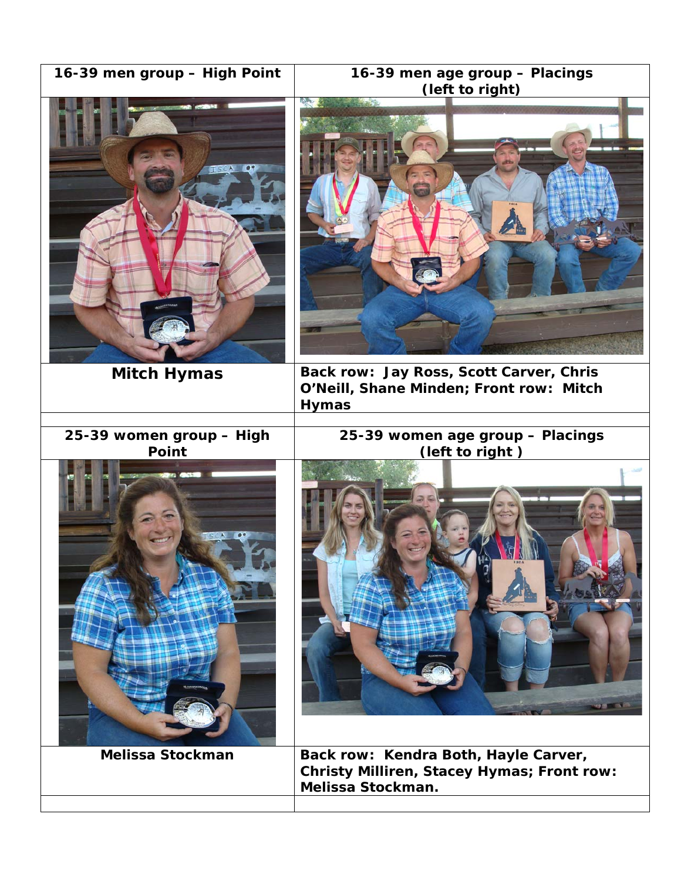| 16-39 men group – High Point | 16-39 men age group – Placings (left to right) |
| --- | --- |
| | |
| Mitch Hymas | Back row: Jay Ross, Scott Carver, Chris O'Neill, Shane Minden; Front row: Mitch Hymas |
| | |
| 25-39 women group – High Point | 25-39 women age group – Placings (left to right ) |
| | |
| Melissa Stockman | Back row: Kendra Both, Hayle Carver, Christy Milliren, Stacey Hymas; Front row: Melissa Stockman. |
| | |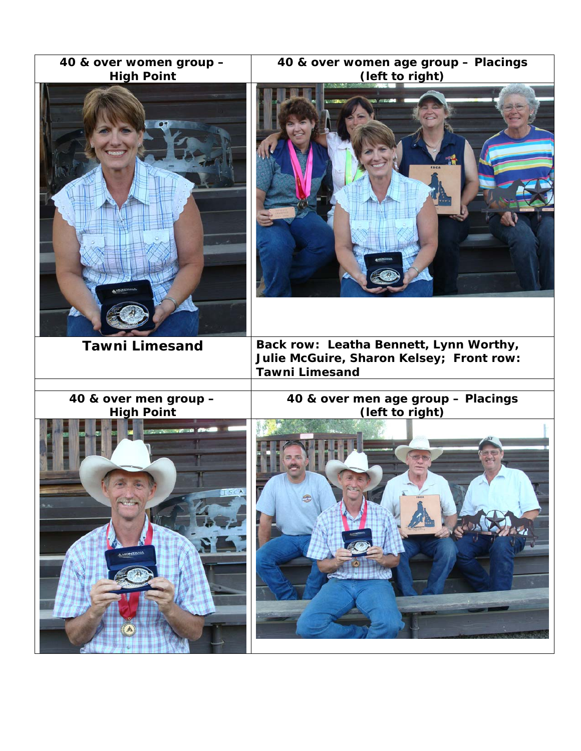| 40 & over women group – High Point | 40 & over women age group – Placings (left to right) |
| --- | --- |
| | |
| Tawni Limesand | Back row: Leatha Bennett, Lynn Worthy, Julie McGuire, Sharon Kelsey; Front row: Tawni Limesand |
| | |
| 40 & over men group – High Point | 40 & over men age group – Placings (left to right) |
| | |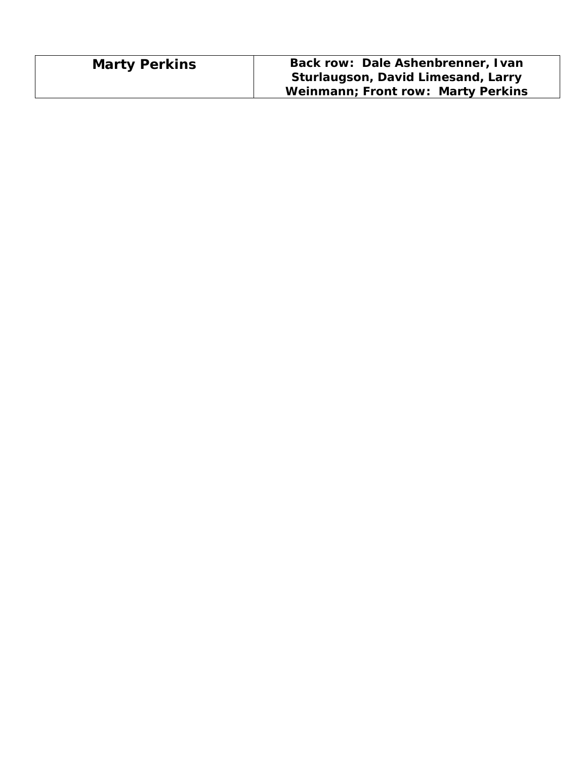| | |
|---|---|
| **Marty Perkins** | **Back row: Dale Ashenbrenner, Ivan Sturlaugson, David Limesand, Larry Weinmann; Front row: Marty Perkins** |